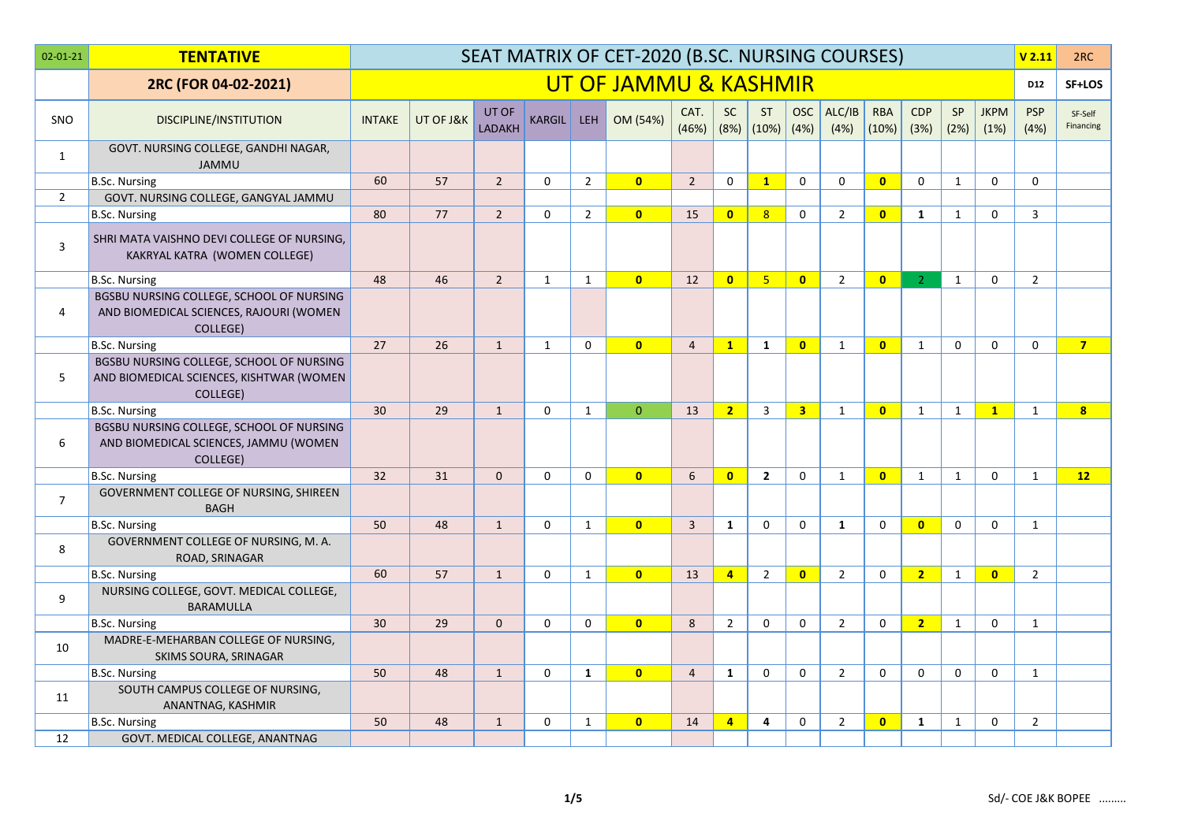| 02-01-21 | **TENTATIVE** | SEAT MATRIX OF CET-2020 (B.SC. NURSING COURSES) | | | | | | | | | | | | | | | | **V 2.11** | 2RC |
|---|---|---|---|---|---|---|---|---|---|---|---|---|---|---|---|---|---|---|---|
| | **2RC (FOR 04-02-2021)** | UT OF JAMMU & KASHMIR | | | | | | | | | | | | | | | | **D12** | **SF+LOS** |
| SNO | DISCIPLINE/INSTITUTION | INTAKE | UT OF J&K | UT OF LADAKH | KARGIL | LEH | OM (54%) | CAT. (46%) | SC (8%) | ST (10%) | OSC (4%) | ALC/IB (4%) | RBA (10%) | CDP (3%) | SP (2%) | JKPM (1%) | PSP (4%) | SF-Self Financing | |
| 1 | GOVT. NURSING COLLEGE, GANDHI NAGAR, JAMMU | | | | | | | | | | | | | | | | | | |
| | B.Sc. Nursing | 60 | 57 | 2 | 0 | 2 | **0** | 2 | 0 | **1** | 0 | 0 | **0** | 0 | 1 | 0 | 0 | | |
| 2 | GOVT. NURSING COLLEGE, GANGYAL JAMMU | | | | | | | | | | | | | | | | | | |
| | B.Sc. Nursing | 80 | 77 | 2 | 0 | 2 | **0** | 15 | **0** | 8 | 0 | 2 | **0** | **1** | 1 | 0 | 3 | | |
| 3 | SHRI MATA VAISHNO DEVI COLLEGE OF NURSING, KAKRYAL KATRA (WOMEN COLLEGE) | | | | | | | | | | | | | | | | | | |
| | B.Sc. Nursing | 48 | 46 | 2 | 1 | 1 | **0** | 12 | **0** | 5 | **0** | 2 | **0** | 2 | 1 | 0 | 2 | | |
| 4 | BGSBU NURSING COLLEGE, SCHOOL OF NURSING AND BIOMEDICAL SCIENCES, RAJOURI (WOMEN COLLEGE) | | | | | | | | | | | | | | | | | | |
| | B.Sc. Nursing | 27 | 26 | 1 | 1 | 0 | **0** | 4 | **1** | **1** | **0** | 1 | **0** | 1 | 0 | 0 | 0 | **7** | |
| 5 | BGSBU NURSING COLLEGE, SCHOOL OF NURSING AND BIOMEDICAL SCIENCES, KISHTWAR (WOMEN COLLEGE) | | | | | | | | | | | | | | | | | | |
| | B.Sc. Nursing | 30 | 29 | 1 | 0 | 1 | 0 | 13 | **2** | 3 | **3** | 1 | **0** | 1 | 1 | **1** | 1 | **8** | |
| 6 | BGSBU NURSING COLLEGE, SCHOOL OF NURSING AND BIOMEDICAL SCIENCES, JAMMU (WOMEN COLLEGE) | | | | | | | | | | | | | | | | | | |
| | B.Sc. Nursing | 32 | 31 | 0 | 0 | 0 | **0** | 6 | **0** | **2** | 0 | 1 | **0** | 1 | 1 | 0 | 1 | **12** | |
| 7 | GOVERNMENT COLLEGE OF NURSING, SHIREEN BAGH | | | | | | | | | | | | | | | | | | |
| | B.Sc. Nursing | 50 | 48 | 1 | 0 | 1 | **0** | 3 | **1** | 0 | 0 | **1** | 0 | **0** | 0 | 0 | 1 | | |
| 8 | GOVERNMENT COLLEGE OF NURSING, M. A. ROAD, SRINAGAR | | | | | | | | | | | | | | | | | | |
| | B.Sc. Nursing | 60 | 57 | 1 | 0 | 1 | **0** | 13 | **4** | 2 | **0** | 2 | 0 | **2** | 1 | **0** | 2 | | |
| 9 | NURSING COLLEGE, GOVT. MEDICAL COLLEGE, BARAMULLA | | | | | | | | | | | | | | | | | | |
| | B.Sc. Nursing | 30 | 29 | 0 | 0 | 0 | **0** | 8 | 2 | 0 | 0 | 2 | 0 | **2** | 1 | 0 | 1 | | |
| 10 | MADRE-E-MEHARBAN COLLEGE OF NURSING, SKIMS SOURA, SRINAGAR | | | | | | | | | | | | | | | | | | |
| | B.Sc. Nursing | 50 | 48 | 1 | 0 | **1** | **0** | 4 | **1** | 0 | 0 | 2 | 0 | 0 | 0 | 0 | 1 | | |
| 11 | SOUTH CAMPUS COLLEGE OF NURSING, ANANTNAG, KASHMIR | | | | | | | | | | | | | | | | | | |
| | B.Sc. Nursing | 50 | 48 | 1 | 0 | 1 | **0** | 14 | **4** | **4** | 0 | 2 | **0** | **1** | 1 | 0 | 2 | | |
| 12 | GOVT. MEDICAL COLLEGE, ANANTNAG | | | | | | | | | | | | | | | | | | |

Sd/- COE J&K BOPEE .........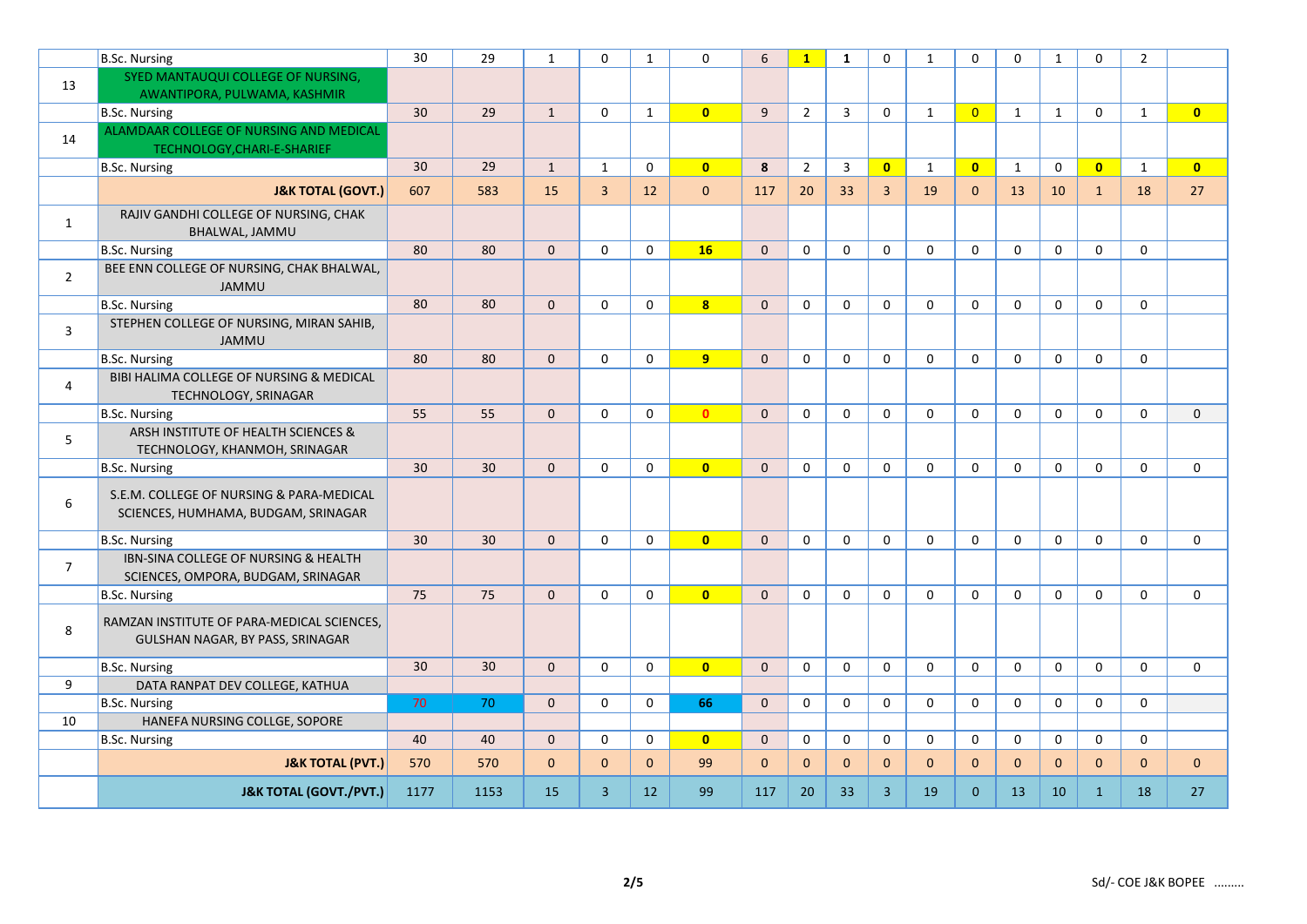| | | | | | | | | | | | | | | | | | |
|---|---|---|---|---|---|---|---|---|---|---|---|---|---|---|---|---|---|
| | B.Sc. Nursing | 30 | 29 | 1 | 0 | 1 | 0 | 6 | 1 | 1 | 0 | 1 | 0 | 0 | 1 | 0 | 2 | |
| 13 | SYED MANTAUQUI COLLEGE OF NURSING, AWANTIPORA, PULWAMA, KASHMIR | | | | | | | | | | | | | | | | | |
| | B.Sc. Nursing | 30 | 29 | 1 | 0 | 1 | 0 | 9 | 2 | 3 | 0 | 1 | 0 | 1 | 1 | 0 | 1 | 0 |
| 14 | ALAMDAAR COLLEGE OF NURSING AND MEDICAL TECHNOLOGY,CHARI-E-SHARIEF | | | | | | | | | | | | | | | | | |
| | B.Sc. Nursing | 30 | 29 | 1 | 1 | 0 | 0 | 8 | 2 | 3 | 0 | 1 | 0 | 1 | 0 | 0 | 1 | 0 |
| | **J&K TOTAL (GOVT.)** | 607 | 583 | 15 | 3 | 12 | 0 | 117 | 20 | 33 | 3 | 19 | 0 | 13 | 10 | 1 | 18 | 27 |
| 1 | RAJIV GANDHI COLLEGE OF NURSING, CHAK BHALWAL, JAMMU | | | | | | | | | | | | | | | | | |
| | B.Sc. Nursing | 80 | 80 | 0 | 0 | 0 | 16 | 0 | 0 | 0 | 0 | 0 | 0 | 0 | 0 | 0 | 0 | |
| 2 | BEE ENN COLLEGE OF NURSING, CHAK BHALWAL, JAMMU | | | | | | | | | | | | | | | | | |
| | B.Sc. Nursing | 80 | 80 | 0 | 0 | 0 | 8 | 0 | 0 | 0 | 0 | 0 | 0 | 0 | 0 | 0 | 0 | |
| 3 | STEPHEN COLLEGE OF NURSING, MIRAN SAHIB, JAMMU | | | | | | | | | | | | | | | | | |
| | B.Sc. Nursing | 80 | 80 | 0 | 0 | 0 | 9 | 0 | 0 | 0 | 0 | 0 | 0 | 0 | 0 | 0 | 0 | |
| 4 | BIBI HALIMA COLLEGE OF NURSING & MEDICAL TECHNOLOGY, SRINAGAR | | | | | | | | | | | | | | | | | |
| | B.Sc. Nursing | 55 | 55 | 0 | 0 | 0 | 0 | 0 | 0 | 0 | 0 | 0 | 0 | 0 | 0 | 0 | 0 | 0 |
| 5 | ARSH INSTITUTE OF HEALTH SCIENCES & TECHNOLOGY, KHANMOH, SRINAGAR | | | | | | | | | | | | | | | | | |
| | B.Sc. Nursing | 30 | 30 | 0 | 0 | 0 | 0 | 0 | 0 | 0 | 0 | 0 | 0 | 0 | 0 | 0 | 0 | 0 |
| 6 | S.E.M. COLLEGE OF NURSING & PARA-MEDICAL SCIENCES, HUMHAMA, BUDGAM, SRINAGAR | | | | | | | | | | | | | | | | | |
| | B.Sc. Nursing | 30 | 30 | 0 | 0 | 0 | 0 | 0 | 0 | 0 | 0 | 0 | 0 | 0 | 0 | 0 | 0 | 0 |
| 7 | IBN-SINA COLLEGE OF NURSING & HEALTH SCIENCES, OMPORA, BUDGAM, SRINAGAR | | | | | | | | | | | | | | | | | |
| | B.Sc. Nursing | 75 | 75 | 0 | 0 | 0 | 0 | 0 | 0 | 0 | 0 | 0 | 0 | 0 | 0 | 0 | 0 | 0 |
| 8 | RAMZAN INSTITUTE OF PARA-MEDICAL SCIENCES, GULSHAN NAGAR, BY PASS, SRINAGAR | | | | | | | | | | | | | | | | | |
| | B.Sc. Nursing | 30 | 30 | 0 | 0 | 0 | 0 | 0 | 0 | 0 | 0 | 0 | 0 | 0 | 0 | 0 | 0 | 0 |
| 9 | DATA RANPAT DEV COLLEGE, KATHUA | | | | | | | | | | | | | | | | | |
| | B.Sc. Nursing | 70 | 70 | 0 | 0 | 0 | 66 | 0 | 0 | 0 | 0 | 0 | 0 | 0 | 0 | 0 | 0 | |
| 10 | HANEFA NURSING COLLGE, SOPORE | | | | | | | | | | | | | | | | | |
| | B.Sc. Nursing | 40 | 40 | 0 | 0 | 0 | 0 | 0 | 0 | 0 | 0 | 0 | 0 | 0 | 0 | 0 | 0 | |
| | **J&K TOTAL (PVT.)** | 570 | 570 | 0 | 0 | 0 | 99 | 0 | 0 | 0 | 0 | 0 | 0 | 0 | 0 | 0 | 0 | 0 |
| | **J&K TOTAL (GOVT./PVT.)** | 1177 | 1153 | 15 | 3 | 12 | 99 | 117 | 20 | 33 | 3 | 19 | 0 | 13 | 10 | 1 | 18 | 27 |

Sd/- COE J&K BOPEE .........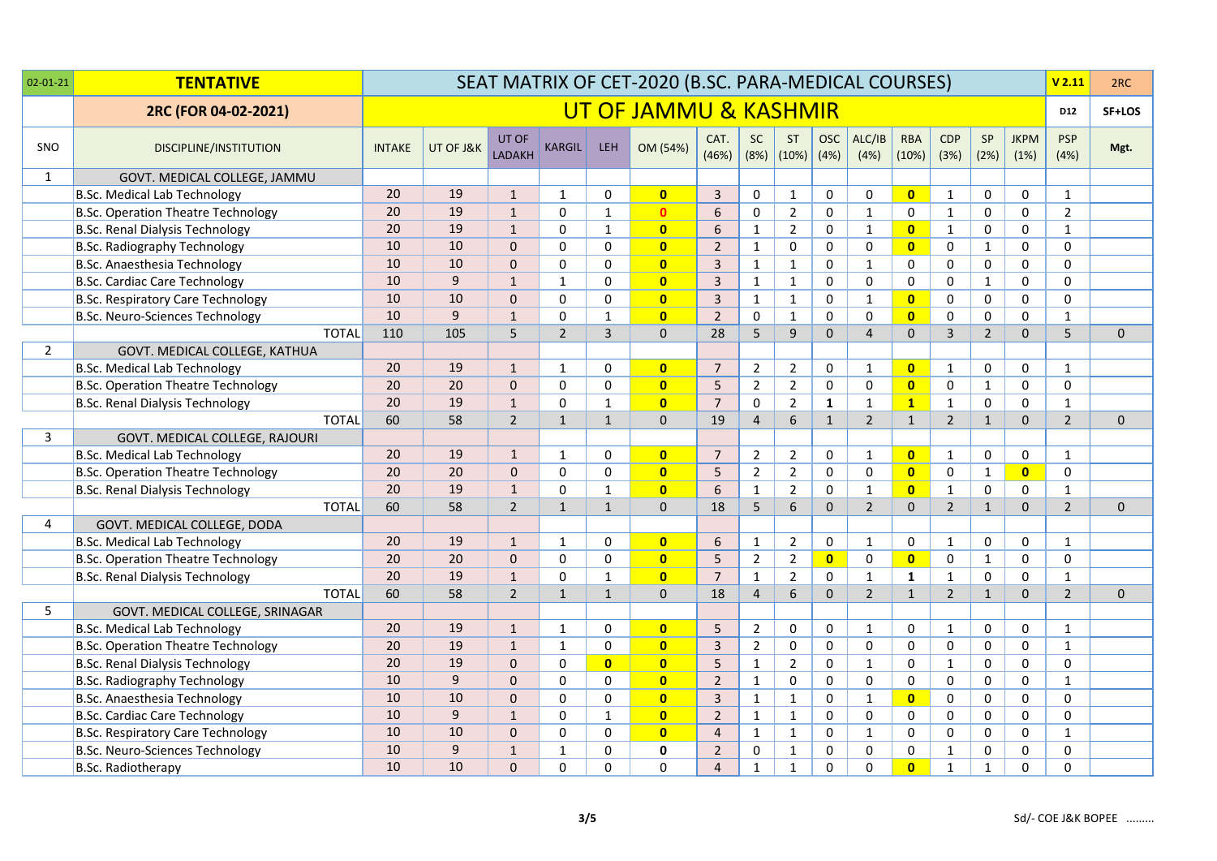| 02-01-21 | **TENTATIVE** | SEAT MATRIX OF CET-2020 (B.SC. PARA-MEDICAL COURSES) | | | | | | | | | | | | | | | | V 2.11 | 2RC |
|---|---|---|---|---|---|---|---|---|---|---|---|---|---|---|---|---|---|---|---|
| | **2RC (FOR 04-02-2021)** | UT OF JAMMU & KASHMIR | | | | | | | | | | | | | | | | D12 | SF+LOS |
| SNO | DISCIPLINE/INSTITUTION | INTAKE | UT OF J&K | UT OF LADAKH | KARGIL | LEH | OM (54%) | CAT. (46%) | SC (8%) | ST (10%) | OSC (4%) | ALC/IB (4%) | RBA (10%) | CDP (3%) | SP (2%) | JKPM (1%) | PSP (4%) | Mgt. | |
| 1 | GOVT. MEDICAL COLLEGE, JAMMU | | | | | | | | | | | | | | | | | | |
| | B.Sc. Medical Lab Technology | 20 | 19 | 1 | 1 | 0 | **0** | 3 | 0 | 1 | 0 | 0 | **0** | 1 | 0 | 0 | 1 | | |
| | B.Sc. Operation Theatre Technology | 20 | 19 | 1 | 0 | 1 | **0** | 6 | 0 | 2 | 0 | 1 | 0 | 1 | 0 | 0 | 2 | | |
| | B.Sc. Renal Dialysis Technology | 20 | 19 | 1 | 0 | 1 | **0** | 6 | 1 | 2 | 0 | 1 | **0** | 1 | 0 | 0 | 1 | | |
| | B.Sc. Radiography Technology | 10 | 10 | 0 | 0 | 0 | **0** | 2 | 1 | 0 | 0 | 0 | **0** | 0 | 1 | 0 | 0 | | |
| | B.Sc. Anaesthesia Technology | 10 | 10 | 0 | 0 | 0 | **0** | 3 | 1 | 1 | 0 | 1 | 0 | 0 | 0 | 0 | 0 | | |
| | B.Sc. Cardiac Care Technology | 10 | 9 | 1 | 1 | 0 | **0** | 3 | 1 | 1 | 0 | 0 | 0 | 0 | 1 | 0 | 0 | | |
| | B.Sc. Respiratory Care Technology | 10 | 10 | 0 | 0 | 0 | **0** | 3 | 1 | 1 | 0 | 1 | **0** | 0 | 0 | 0 | 0 | | |
| | B.Sc. Neuro-Sciences Technology | 10 | 9 | 1 | 0 | 1 | **0** | 2 | 0 | 1 | 0 | 0 | **0** | 0 | 0 | 0 | 1 | | |
| | TOTAL | 110 | 105 | 5 | 2 | 3 | 0 | 28 | 5 | 9 | 0 | 4 | 0 | 3 | 2 | 0 | 5 | 0 | |
| 2 | GOVT. MEDICAL COLLEGE, KATHUA | | | | | | | | | | | | | | | | | | |
| | B.Sc. Medical Lab Technology | 20 | 19 | 1 | 1 | 0 | **0** | 7 | 2 | 2 | 0 | 1 | **0** | 1 | 0 | 0 | 1 | | |
| | B.Sc. Operation Theatre Technology | 20 | 20 | 0 | 0 | 0 | **0** | 5 | 2 | 2 | 0 | 0 | **0** | 0 | 1 | 0 | 0 | | |
| | B.Sc. Renal Dialysis Technology | 20 | 19 | 1 | 0 | 1 | **0** | 7 | 0 | 2 | **1** | 1 | **1** | 1 | 0 | 0 | 1 | | |
| | TOTAL | 60 | 58 | 2 | 1 | 1 | 0 | 19 | 4 | 6 | 1 | 2 | 1 | 2 | 1 | 0 | 2 | 0 | |
| 3 | GOVT. MEDICAL COLLEGE, RAJOURI | | | | | | | | | | | | | | | | | | |
| | B.Sc. Medical Lab Technology | 20 | 19 | 1 | 1 | 0 | **0** | 7 | 2 | 2 | 0 | 1 | **0** | 1 | 0 | 0 | 1 | | |
| | B.Sc. Operation Theatre Technology | 20 | 20 | 0 | 0 | 0 | **0** | 5 | 2 | 2 | 0 | 0 | **0** | 0 | 1 | **0** | 0 | | |
| | B.Sc. Renal Dialysis Technology | 20 | 19 | 1 | 0 | 1 | **0** | 6 | 1 | 2 | 0 | 1 | **0** | 1 | 0 | 0 | 1 | | |
| | TOTAL | 60 | 58 | 2 | 1 | 1 | 0 | 18 | 5 | 6 | 0 | 2 | 0 | 2 | 1 | 0 | 2 | 0 | |
| 4 | GOVT. MEDICAL COLLEGE, DODA | | | | | | | | | | | | | | | | | | |
| | B.Sc. Medical Lab Technology | 20 | 19 | 1 | 1 | 0 | **0** | 6 | 1 | 2 | 0 | 1 | 0 | 1 | 0 | 0 | 1 | | |
| | B.Sc. Operation Theatre Technology | 20 | 20 | 0 | 0 | 0 | **0** | 5 | 2 | 2 | **0** | 0 | **0** | 0 | 1 | 0 | 0 | | |
| | B.Sc. Renal Dialysis Technology | 20 | 19 | 1 | 0 | 1 | **0** | 7 | 1 | 2 | 0 | 1 | **1** | 1 | 0 | 0 | 1 | | |
| | TOTAL | 60 | 58 | 2 | 1 | 1 | 0 | 18 | 4 | 6 | 0 | 2 | 1 | 2 | 1 | 0 | 2 | 0 | |
| 5 | GOVT. MEDICAL COLLEGE, SRINAGAR | | | | | | | | | | | | | | | | | | |
| | B.Sc. Medical Lab Technology | 20 | 19 | 1 | 1 | 0 | **0** | 5 | 2 | 0 | 0 | 1 | 0 | 1 | 0 | 0 | 1 | | |
| | B.Sc. Operation Theatre Technology | 20 | 19 | 1 | 1 | 0 | **0** | 3 | 2 | 0 | 0 | 0 | 0 | 0 | 0 | 0 | 1 | | |
| | B.Sc. Renal Dialysis Technology | 20 | 19 | 0 | 0 | **0** | **0** | 5 | 1 | 2 | 0 | 1 | 0 | 1 | 0 | 0 | 0 | | |
| | B.Sc. Radiography Technology | 10 | 9 | 0 | 0 | 0 | **0** | 2 | 1 | 0 | 0 | 0 | 0 | 0 | 0 | 0 | 1 | | |
| | B.Sc. Anaesthesia Technology | 10 | 10 | 0 | 0 | 0 | **0** | 3 | 1 | 1 | 0 | 1 | **0** | 0 | 0 | 0 | 0 | | |
| | B.Sc. Cardiac Care Technology | 10 | 9 | 1 | 0 | 1 | **0** | 2 | 1 | 1 | 0 | 0 | 0 | 0 | 0 | 0 | 0 | | |
| | B.Sc. Respiratory Care Technology | 10 | 10 | 0 | 0 | 0 | **0** | 4 | 1 | 1 | 0 | 1 | 0 | 0 | 0 | 0 | 1 | | |
| | B.Sc. Neuro-Sciences Technology | 10 | 9 | 1 | 1 | 0 | **0** | 2 | 0 | 1 | 0 | 0 | 0 | 1 | 0 | 0 | 0 | | |
| | B.Sc. Radiotherapy | 10 | 10 | 0 | 0 | 0 | 0 | 4 | 1 | 1 | 0 | 0 | **0** | 1 | 1 | 0 | 0 | | |

Sd/- COE J&K BOPEE .........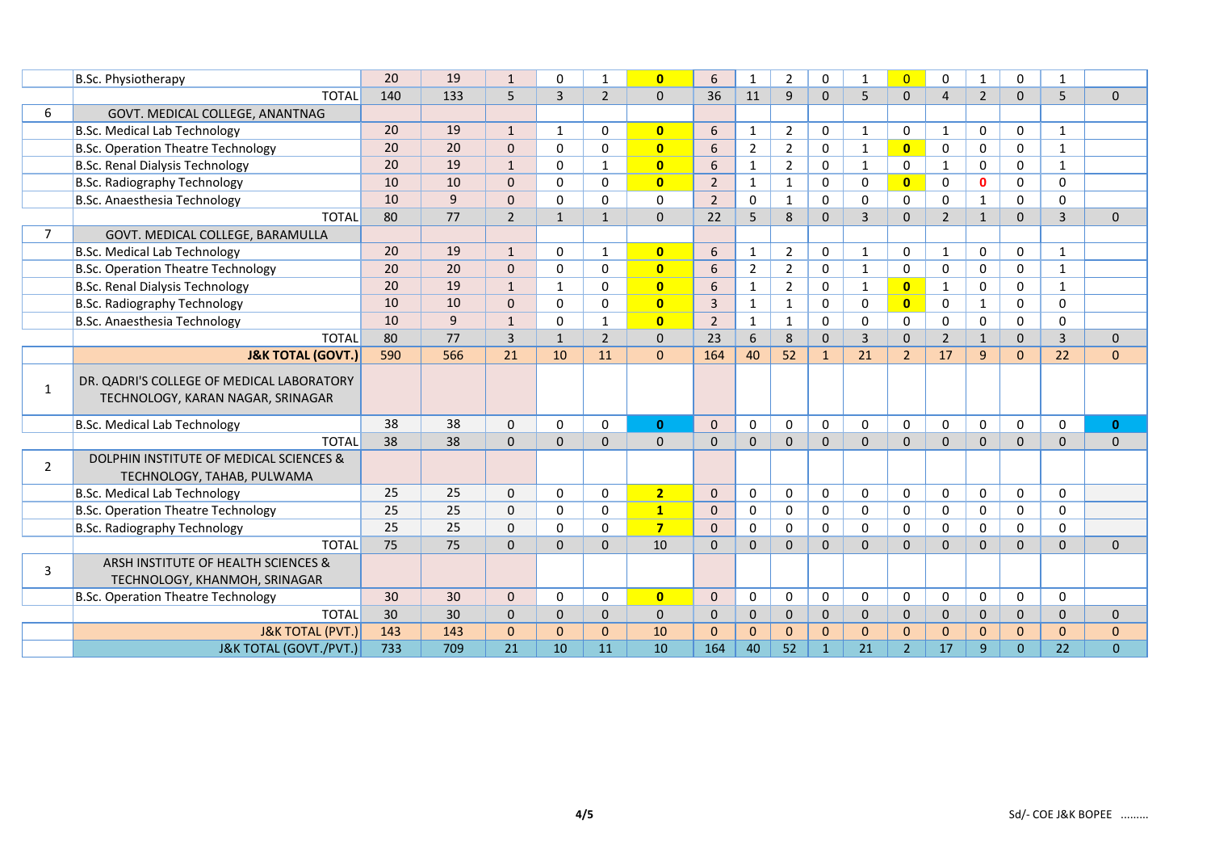| | | | | | | | | | | | | | | | | | | |
|---|---|---|---|---|---|---|---|---|---|---|---|---|---|---|---|---|---|---|
| | B.Sc. Physiotherapy | 20 | 19 | 1 | 0 | 1 | **0** | 6 | 1 | 2 | 0 | 1 | 0 | 0 | 1 | 0 | 1 | |
| | TOTAL | 140 | 133 | 5 | 3 | 2 | 0 | 36 | 11 | 9 | 0 | 5 | 0 | 4 | 2 | 0 | 5 | 0 |
| 6 | GOVT. MEDICAL COLLEGE, ANANTNAG | | | | | | | | | | | | | | | | | |
| | B.Sc. Medical Lab Technology | 20 | 19 | 1 | 1 | 0 | **0** | 6 | 1 | 2 | 0 | 1 | 0 | 1 | 0 | 0 | 1 | |
| | B.Sc. Operation Theatre Technology | 20 | 20 | 0 | 0 | 0 | **0** | 6 | 2 | 2 | 0 | 1 | **0** | 0 | 0 | 0 | 1 | |
| | B.Sc. Renal Dialysis Technology | 20 | 19 | 1 | 0 | 1 | **0** | 6 | 1 | 2 | 0 | 1 | 0 | 1 | 0 | 0 | 1 | |
| | B.Sc. Radiography Technology | 10 | 10 | 0 | 0 | 0 | **0** | 2 | 1 | 1 | 0 | 0 | **0** | 0 | **0** | 0 | 0 | |
| | B.Sc. Anaesthesia Technology | 10 | 9 | 0 | 0 | 0 | 0 | 2 | 0 | 1 | 0 | 0 | 0 | 0 | 1 | 0 | 0 | |
| | TOTAL | 80 | 77 | 2 | 1 | 1 | 0 | 22 | 5 | 8 | 0 | 3 | 0 | 2 | 1 | 0 | 3 | 0 |
| 7 | GOVT. MEDICAL COLLEGE, BARAMULLA | | | | | | | | | | | | | | | | | |
| | B.Sc. Medical Lab Technology | 20 | 19 | 1 | 0 | 1 | **0** | 6 | 1 | 2 | 0 | 1 | 0 | 1 | 0 | 0 | 1 | |
| | B.Sc. Operation Theatre Technology | 20 | 20 | 0 | 0 | 0 | **0** | 6 | 2 | 2 | 0 | 1 | 0 | 0 | 0 | 0 | 1 | |
| | B.Sc. Renal Dialysis Technology | 20 | 19 | 1 | 1 | 0 | **0** | 6 | 1 | 2 | 0 | 1 | **0** | 1 | 0 | 0 | 1 | |
| | B.Sc. Radiography Technology | 10 | 10 | 0 | 0 | 0 | **0** | 3 | 1 | 1 | 0 | 0 | **0** | 0 | 1 | 0 | 0 | |
| | B.Sc. Anaesthesia Technology | 10 | 9 | 1 | 0 | 1 | **0** | 2 | 1 | 1 | 0 | 0 | 0 | 0 | 0 | 0 | 0 | |
| | TOTAL | 80 | 77 | 3 | 1 | 2 | 0 | 23 | 6 | 8 | 0 | 3 | 0 | 2 | 1 | 0 | 3 | 0 |
| | **J&K TOTAL (GOVT.)** | 590 | 566 | 21 | 10 | 11 | 0 | 164 | 40 | 52 | 1 | 21 | 2 | 17 | 9 | 0 | 22 | 0 |
| 1 | DR. QADRI'S COLLEGE OF MEDICAL LABORATORY TECHNOLOGY, KARAN NAGAR, SRINAGAR | | | | | | | | | | | | | | | | | |
| | B.Sc. Medical Lab Technology | 38 | 38 | 0 | 0 | 0 | **0** | 0 | 0 | 0 | 0 | 0 | 0 | 0 | 0 | 0 | 0 | **0** |
| | TOTAL | 38 | 38 | 0 | 0 | 0 | 0 | 0 | 0 | 0 | 0 | 0 | 0 | 0 | 0 | 0 | 0 | 0 |
| 2 | DOLPHIN INSTITUTE OF MEDICAL SCIENCES & TECHNOLOGY, TAHAB, PULWAMA | | | | | | | | | | | | | | | | | |
| | B.Sc. Medical Lab Technology | 25 | 25 | 0 | 0 | 0 | **2** | 0 | 0 | 0 | 0 | 0 | 0 | 0 | 0 | 0 | 0 | |
| | B.Sc. Operation Theatre Technology | 25 | 25 | 0 | 0 | 0 | **1** | 0 | 0 | 0 | 0 | 0 | 0 | 0 | 0 | 0 | 0 | |
| | B.Sc. Radiography Technology | 25 | 25 | 0 | 0 | 0 | **7** | 0 | 0 | 0 | 0 | 0 | 0 | 0 | 0 | 0 | 0 | |
| | TOTAL | 75 | 75 | 0 | 0 | 0 | 10 | 0 | 0 | 0 | 0 | 0 | 0 | 0 | 0 | 0 | 0 | 0 |
| 3 | ARSH INSTITUTE OF HEALTH SCIENCES & TECHNOLOGY, KHANMOH, SRINAGAR | | | | | | | | | | | | | | | | | |
| | B.Sc. Operation Theatre Technology | 30 | 30 | 0 | 0 | 0 | **0** | 0 | 0 | 0 | 0 | 0 | 0 | 0 | 0 | 0 | 0 | |
| | TOTAL | 30 | 30 | 0 | 0 | 0 | 0 | 0 | 0 | 0 | 0 | 0 | 0 | 0 | 0 | 0 | 0 | 0 |
| | J&K TOTAL (PVT.) | 143 | 143 | 0 | 0 | 0 | 10 | 0 | 0 | 0 | 0 | 0 | 0 | 0 | 0 | 0 | 0 | 0 |
| | J&K TOTAL (GOVT./PVT.) | 733 | 709 | 21 | 10 | 11 | 10 | 164 | 40 | 52 | 1 | 21 | 2 | 17 | 9 | 0 | 22 | 0 |

Sd/- COE J&K BOPEE .........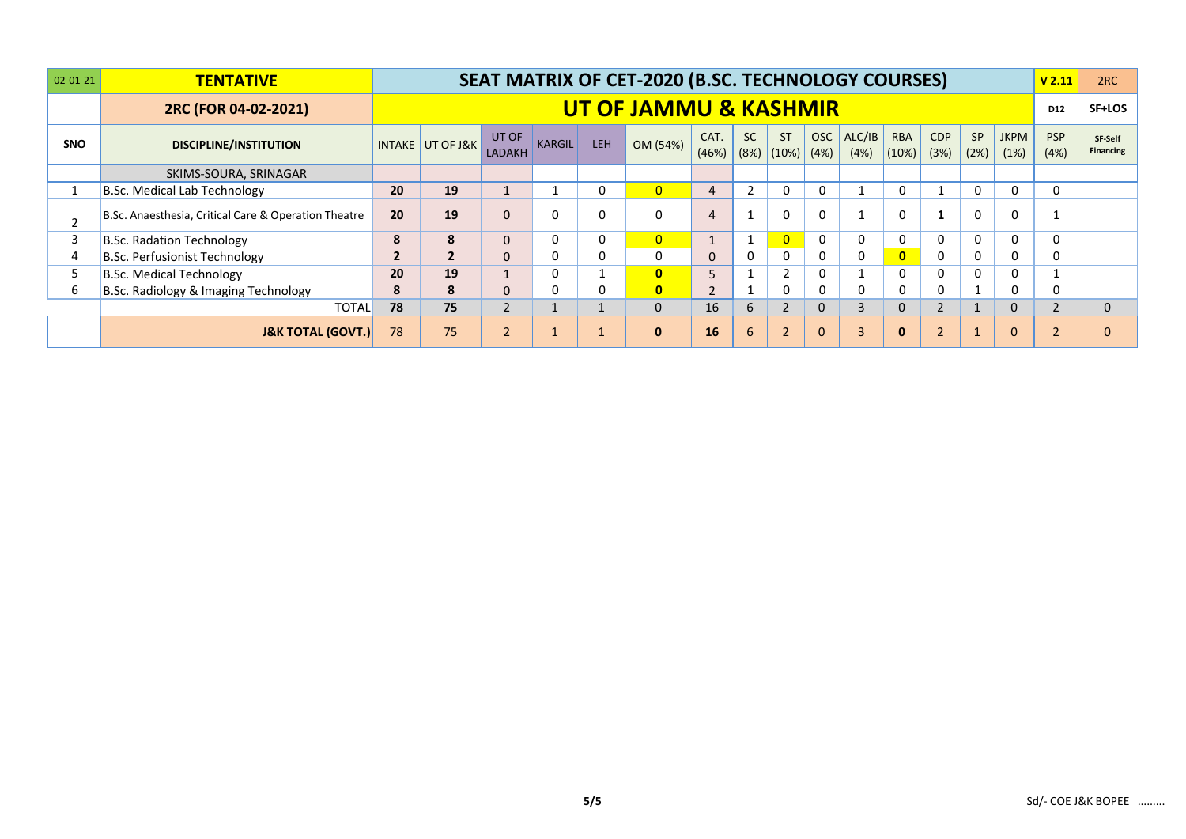| 02-01-21 | TENTATIVE | SEAT MATRIX OF CET-2020 (B.SC. TECHNOLOGY COURSES) | | | | | | | | | | | | | | | | V 2.11 | 2RC |
|---|---|---|---|---|---|---|---|---|---|---|---|---|---|---|---|---|---|---|---|
| | 2RC (FOR 04-02-2021) | UT OF JAMMU & KASHMIR | | | | | | | | | | | | | | | | D12 | SF+LOS |
| SNO | DISCIPLINE/INSTITUTION | INTAKE | UT OF J&K | UT OF LADAKH | KARGIL | LEH | OM (54%) | CAT. (46%) | SC (8%) | ST (10%) | OSC (4%) | ALC/IB (4%) | RBA (10%) | CDP (3%) | SP (2%) | JKPM (1%) | | PSP (4%) | SF-Self Financing |
| | SKIMS-SOURA, SRINAGAR | | | | | | | | | | | | | | | | | | |
| 1 | B.Sc. Medical Lab Technology | 20 | 19 | 1 | 1 | 0 | 0 | 4 | 2 | 0 | 0 | 1 | 0 | 1 | 0 | 0 | | 0 | |
| 2 | B.Sc. Anaesthesia, Critical Care & Operation Theatre | 20 | 19 | 0 | 0 | 0 | 0 | 4 | 1 | 0 | 0 | 1 | 0 | 1 | 0 | 0 | | 1 | |
| 3 | B.Sc. Radation Technology | 8 | 8 | 0 | 0 | 0 | 0 | 1 | 1 | 0 | 0 | 0 | 0 | 0 | 0 | 0 | | 0 | |
| 4 | B.Sc. Perfusionist Technology | 2 | 2 | 0 | 0 | 0 | 0 | 0 | 0 | 0 | 0 | 0 | 0 | 0 | 0 | 0 | | 0 | |
| 5 | B.Sc. Medical Technology | 20 | 19 | 1 | 0 | 1 | 0 | 5 | 1 | 2 | 0 | 1 | 0 | 0 | 0 | 0 | | 1 | |
| 6 | B.Sc. Radiology & Imaging Technology | 8 | 8 | 0 | 0 | 0 | 0 | 2 | 1 | 0 | 0 | 0 | 0 | 0 | 1 | 0 | | 0 | |
| | TOTAL | 78 | 75 | 2 | 1 | 1 | 0 | 16 | 6 | 2 | 0 | 3 | 0 | 2 | 1 | 0 | | 2 | 0 |
| | J&K TOTAL (GOVT.) | 78 | 75 | 2 | 1 | 1 | 0 | 16 | 6 | 2 | 0 | 3 | 0 | 2 | 1 | 0 | | 2 | 0 |

Sd/- COE J&K BOPEE .........